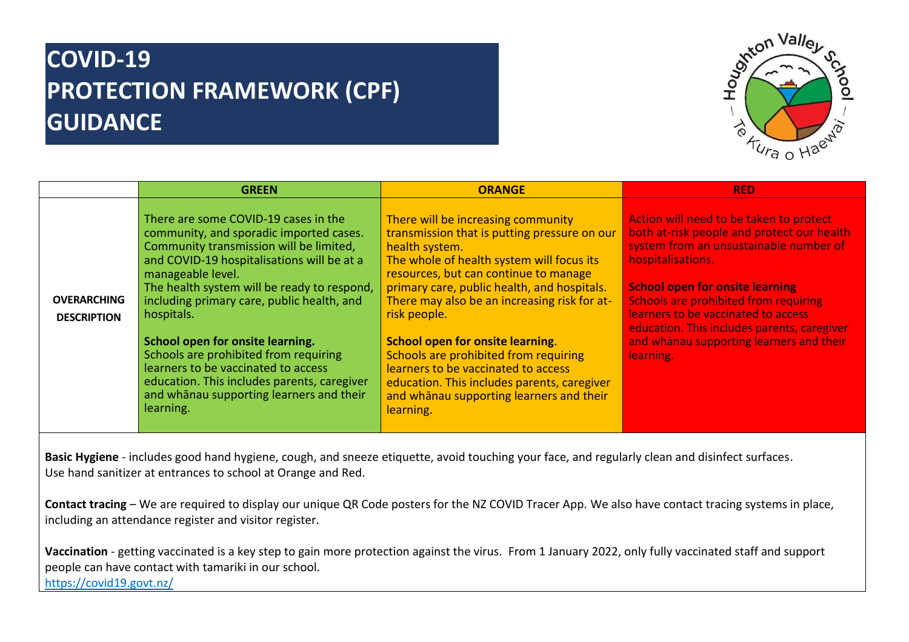# COVID-19 PROTECTION FRAMEWORK (CPF) GUIDANCE

Houghton Valley School — Te Kura o Haewai

| | GREEN | ORANGE | RED |
|---|---|---|---|
| **OVERARCHING DESCRIPTION** | There are some COVID-19 cases in the community, and sporadic imported cases. Community transmission will be limited, and COVID-19 hospitalisations will be at a manageable level. The health system will be ready to respond, including primary care, public health, and hospitals.<br><br>**School open for onsite learning.** Schools are prohibited from requiring learners to be vaccinated to access education. This includes parents, caregiver and whānau supporting learners and their learning. | There will be increasing community transmission that is putting pressure on our health system. The whole of health system will focus its resources, but can continue to manage primary care, public health, and hospitals. There may also be an increasing risk for at-risk people.<br><br>**School open for onsite learning**. Schools are prohibited from requiring learners to be vaccinated to access education. This includes parents, caregiver and whānau supporting learners and their learning. | Action will need to be taken to protect both at-risk people and protect our health system from an unsustainable number of hospitalisations.<br><br>**School open for onsite learning** Schools are prohibited from requiring learners to be vaccinated to access education. This includes parents, caregiver and whānau supporting learners and their learning. |

**Basic Hygiene** - includes good hand hygiene, cough, and sneeze etiquette, avoid touching your face, and regularly clean and disinfect surfaces. Use hand sanitizer at entrances to school at Orange and Red.

**Contact tracing** – We are required to display our unique QR Code posters for the NZ COVID Tracer App. We also have contact tracing systems in place, including an attendance register and visitor register.

**Vaccination** - getting vaccinated is a key step to gain more protection against the virus. From 1 January 2022, only fully vaccinated staff and support people can have contact with tamariki in our school.
https://covid19.govt.nz/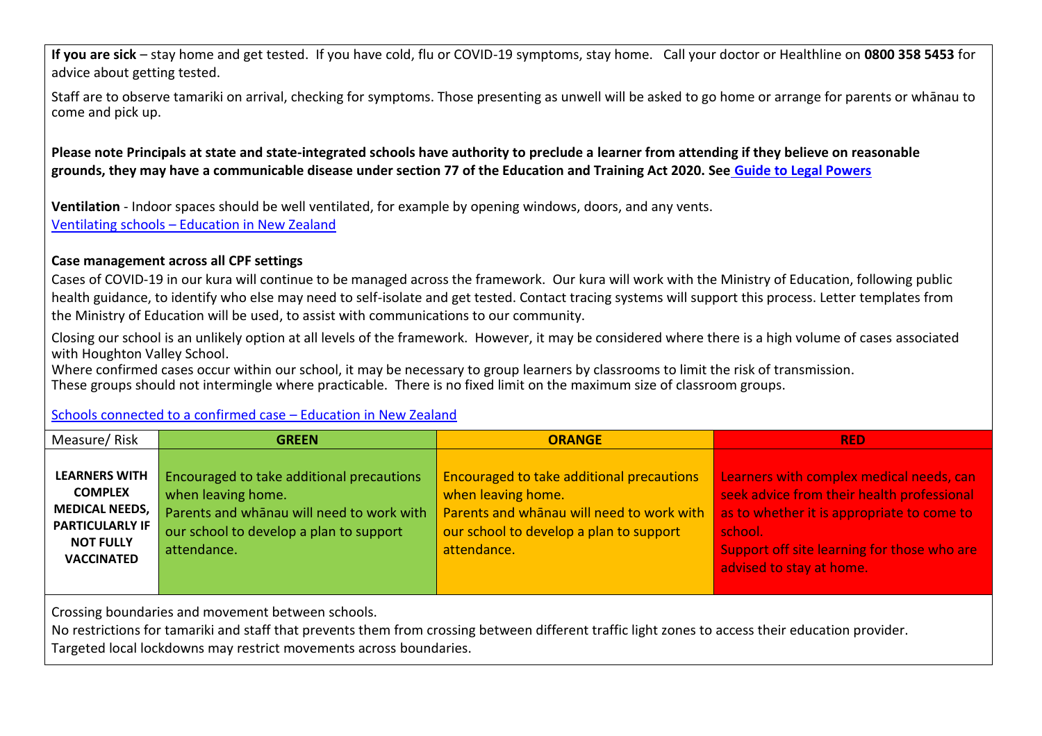**If you are sick** – stay home and get tested. If you have cold, flu or COVID-19 symptoms, stay home. Call your doctor or Healthline on **0800 358 5453** for advice about getting tested.

Staff are to observe tamariki on arrival, checking for symptoms. Those presenting as unwell will be asked to go home or arrange for parents or whānau to come and pick up.

**Please note Principals at state and state-integrated schools have authority to preclude a learner from attending if they believe on reasonable grounds, they may have a communicable disease under section 77 of the Education and Training Act 2020. See Guide to Legal Powers**

**Ventilation** - Indoor spaces should be well ventilated, for example by opening windows, doors, and any vents.
Ventilating schools – Education in New Zealand

**Case management across all CPF settings**

Cases of COVID-19 in our kura will continue to be managed across the framework. Our kura will work with the Ministry of Education, following public health guidance, to identify who else may need to self-isolate and get tested. Contact tracing systems will support this process. Letter templates from the Ministry of Education will be used, to assist with communications to our community.

Closing our school is an unlikely option at all levels of the framework. However, it may be considered where there is a high volume of cases associated with Houghton Valley School.
Where confirmed cases occur within our school, it may be necessary to group learners by classrooms to limit the risk of transmission.
These groups should not intermingle where practicable. There is no fixed limit on the maximum size of classroom groups.

Schools connected to a confirmed case – Education in New Zealand

| Measure/ Risk | GREEN | ORANGE | RED |
|---|---|---|---|
| **LEARNERS WITH COMPLEX MEDICAL NEEDS, PARTICULARLY IF NOT FULLY VACCINATED** | Encouraged to take additional precautions when leaving home.<br>Parents and whānau will need to work with our school to develop a plan to support attendance. | Encouraged to take additional precautions when leaving home.<br>Parents and whānau will need to work with our school to develop a plan to support attendance. | Learners with complex medical needs, can seek advice from their health professional as to whether it is appropriate to come to school.<br>Support off site learning for those who are advised to stay at home. |

Crossing boundaries and movement between schools.
No restrictions for tamariki and staff that prevents them from crossing between different traffic light zones to access their education provider.
Targeted local lockdowns may restrict movements across boundaries.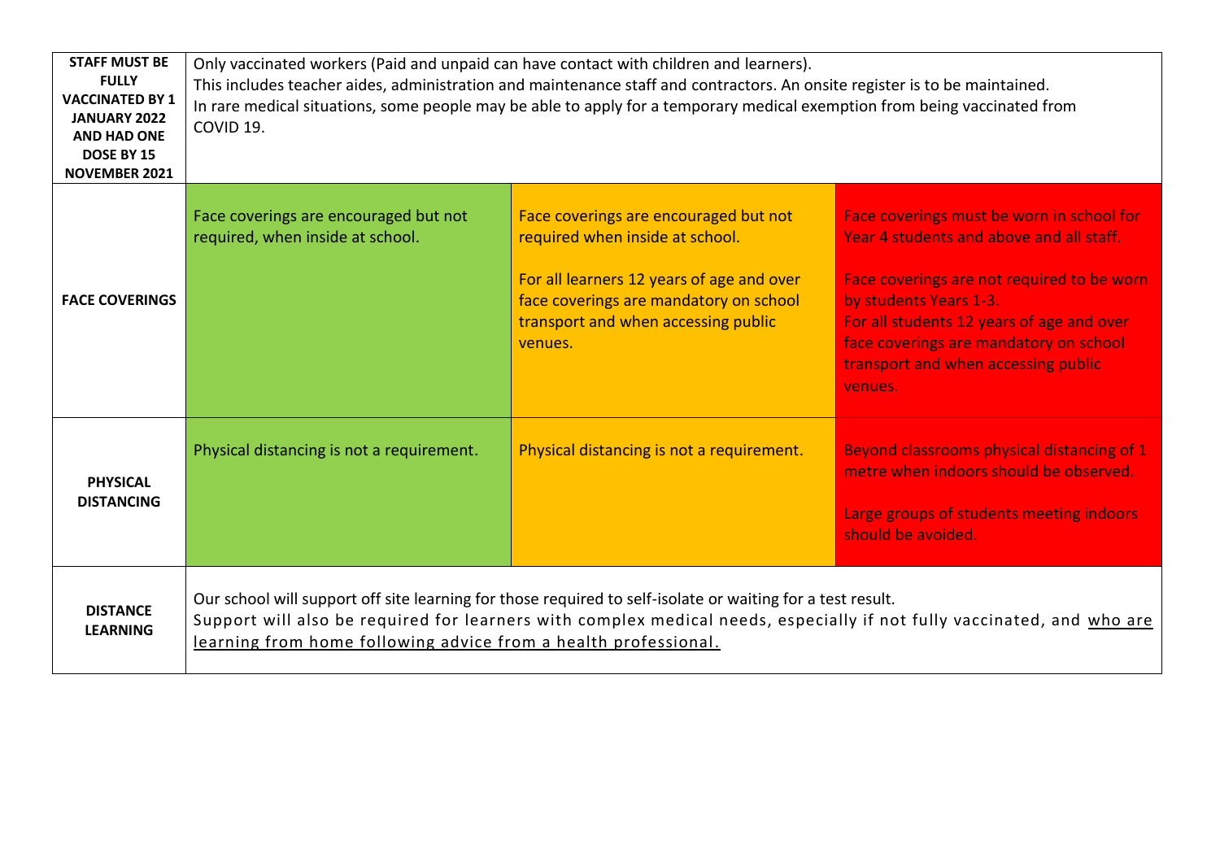| | | | |
|---|---|---|---|
| **STAFF MUST BE FULLY VACCINATED BY 1 JANUARY 2022 AND HAD ONE DOSE BY 15 NOVEMBER 2021** | Only vaccinated workers (Paid and unpaid can have contact with children and learners).<br>This includes teacher aides, administration and maintenance staff and contractors. An onsite register is to be maintained.<br>In rare medical situations, some people may be able to apply for a temporary medical exemption from being vaccinated from COVID 19. | | |
| **FACE COVERINGS** | Face coverings are encouraged but not required, when inside at school. | Face coverings are encouraged but not required when inside at school.<br><br>For all learners 12 years of age and over face coverings are mandatory on school transport and when accessing public venues. | Face coverings must be worn in school for Year 4 students and above and all staff.<br><br>Face coverings are not required to be worn by students Years 1-3.<br>For all students 12 years of age and over face coverings are mandatory on school transport and when accessing public venues. |
| **PHYSICAL DISTANCING** | Physical distancing is not a requirement. | Physical distancing is not a requirement. | Beyond classrooms physical distancing of 1 metre when indoors should be observed.<br><br>Large groups of students meeting indoors should be avoided. |
| **DISTANCE LEARNING** | Our school will support off site learning for those required to self-isolate or waiting for a test result.<br>Support will also be required for learners with complex medical needs, especially if not fully vaccinated, and <u>who are learning from home following advice from a health professional.</u> | | |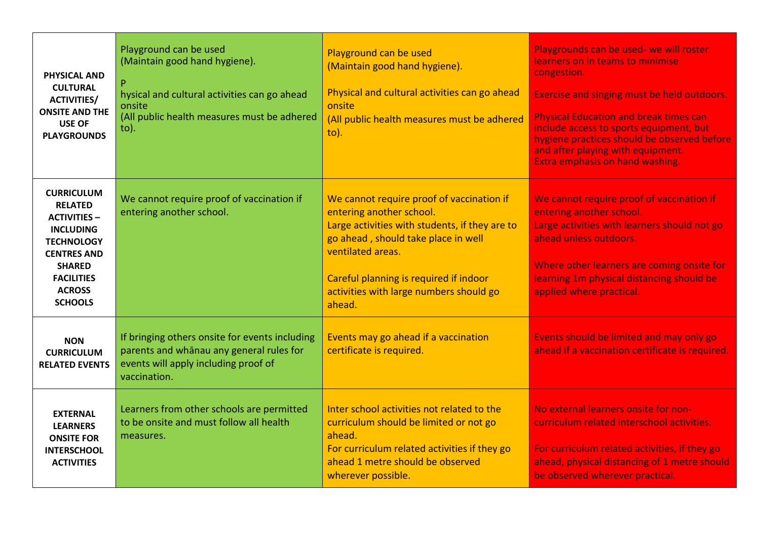| | | | |
|---|---|---|---|
| **PHYSICAL AND CULTURAL ACTIVITIES/ ONSITE AND THE USE OF PLAYGROUNDS** | Playground can be used<br>(Maintain good hand hygiene).<br><br>P<br>hysical and cultural activities can go ahead onsite<br>(All public health measures must be adhered to). | Playground can be used<br>(Maintain good hand hygiene).<br><br>Physical and cultural activities can go ahead onsite<br>(All public health measures must be adhered to). | Playgrounds can be used- we will roster learners on in teams to minimise congestion.<br><br>Exercise and singing must be held outdoors.<br><br>Physical Education and break times can include access to sports equipment, but hygiene practices should be observed before and after playing with equipment.<br>Extra emphasis on hand washing. |
| **CURRICULUM RELATED ACTIVITIES – INCLUDING TECHNOLOGY CENTRES AND SHARED FACILITIES ACROSS SCHOOLS** | We cannot require proof of vaccination if entering another school. | We cannot require proof of vaccination if entering another school.<br>Large activities with students, if they are to go ahead , should take place in well ventilated areas.<br><br>Careful planning is required if indoor activities with large numbers should go ahead. | We cannot require proof of vaccination if entering another school.<br>Large activities with learners should not go ahead unless outdoors.<br><br>Where other learners are coming onsite for learning 1m physical distancing should be applied where practical. |
| **NON CURRICULUM RELATED EVENTS** | If bringing others onsite for events including parents and whānau any general rules for events will apply including proof of vaccination. | Events may go ahead if a vaccination certificate is required. | Events should be limited and may only go ahead if a vaccination certificate is required. |
| **EXTERNAL LEARNERS ONSITE FOR INTERSCHOOL ACTIVITIES** | Learners from other schools are permitted to be onsite and must follow all health measures. | Inter school activities not related to the curriculum should be limited or not go ahead.<br>For curriculum related activities if they go ahead 1 metre should be observed wherever possible. | No external learners onsite for non-curriculum related interschool activities.<br><br>For curriculum related activities, if they go ahead, physical distancing of 1 metre should be observed wherever practical. |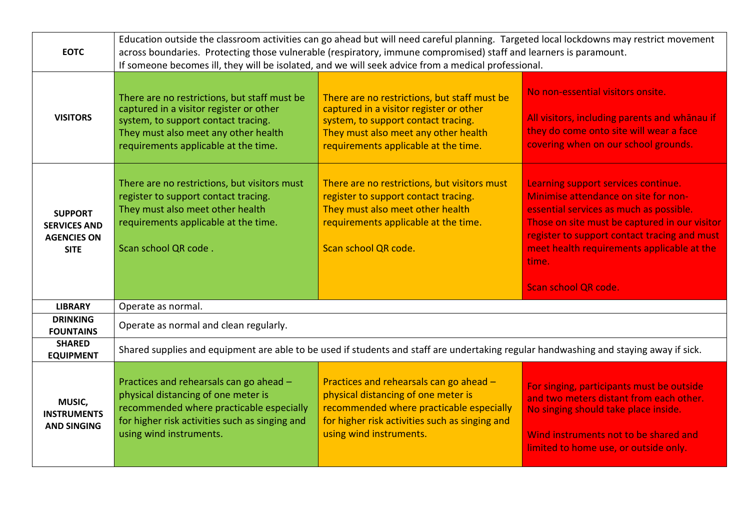| | | | |
|---|---|---|---|
| **EOTC** | Education outside the classroom activities can go ahead but will need careful planning. Targeted local lockdowns may restrict movement across boundaries. Protecting those vulnerable (respiratory, immune compromised) staff and learners is paramount.<br>If someone becomes ill, they will be isolated, and we will seek advice from a medical professional. | | |
| **VISITORS** | There are no restrictions, but staff must be captured in a visitor register or other system, to support contact tracing.<br>They must also meet any other health requirements applicable at the time. | There are no restrictions, but staff must be captured in a visitor register or other system, to support contact tracing.<br>They must also meet any other health requirements applicable at the time. | No non-essential visitors onsite.<br><br>All visitors, including parents and whānau if they do come onto site will wear a face covering when on our school grounds. |
| **SUPPORT SERVICES AND AGENCIES ON SITE** | There are no restrictions, but visitors must register to support contact tracing.<br>They must also meet other health requirements applicable at the time.<br><br>Scan school QR code . | There are no restrictions, but visitors must register to support contact tracing.<br>They must also meet other health requirements applicable at the time.<br><br>Scan school QR code. | Learning support services continue.<br>Minimise attendance on site for non-essential services as much as possible.<br>Those on site must be captured in our visitor register to support contact tracing and must meet health requirements applicable at the time.<br><br>Scan school QR code. |
| **LIBRARY** | Operate as normal. | | |
| **DRINKING FOUNTAINS** | Operate as normal and clean regularly. | | |
| **SHARED EQUIPMENT** | Shared supplies and equipment are able to be used if students and staff are undertaking regular handwashing and staying away if sick. | | |
| **MUSIC, INSTRUMENTS AND SINGING** | Practices and rehearsals can go ahead – physical distancing of one meter is recommended where practicable especially for higher risk activities such as singing and using wind instruments. | Practices and rehearsals can go ahead – physical distancing of one meter is recommended where practicable especially for higher risk activities such as singing and using wind instruments. | For singing, participants must be outside and two meters distant from each other. No singing should take place inside.<br><br>Wind instruments not to be shared and limited to home use, or outside only. |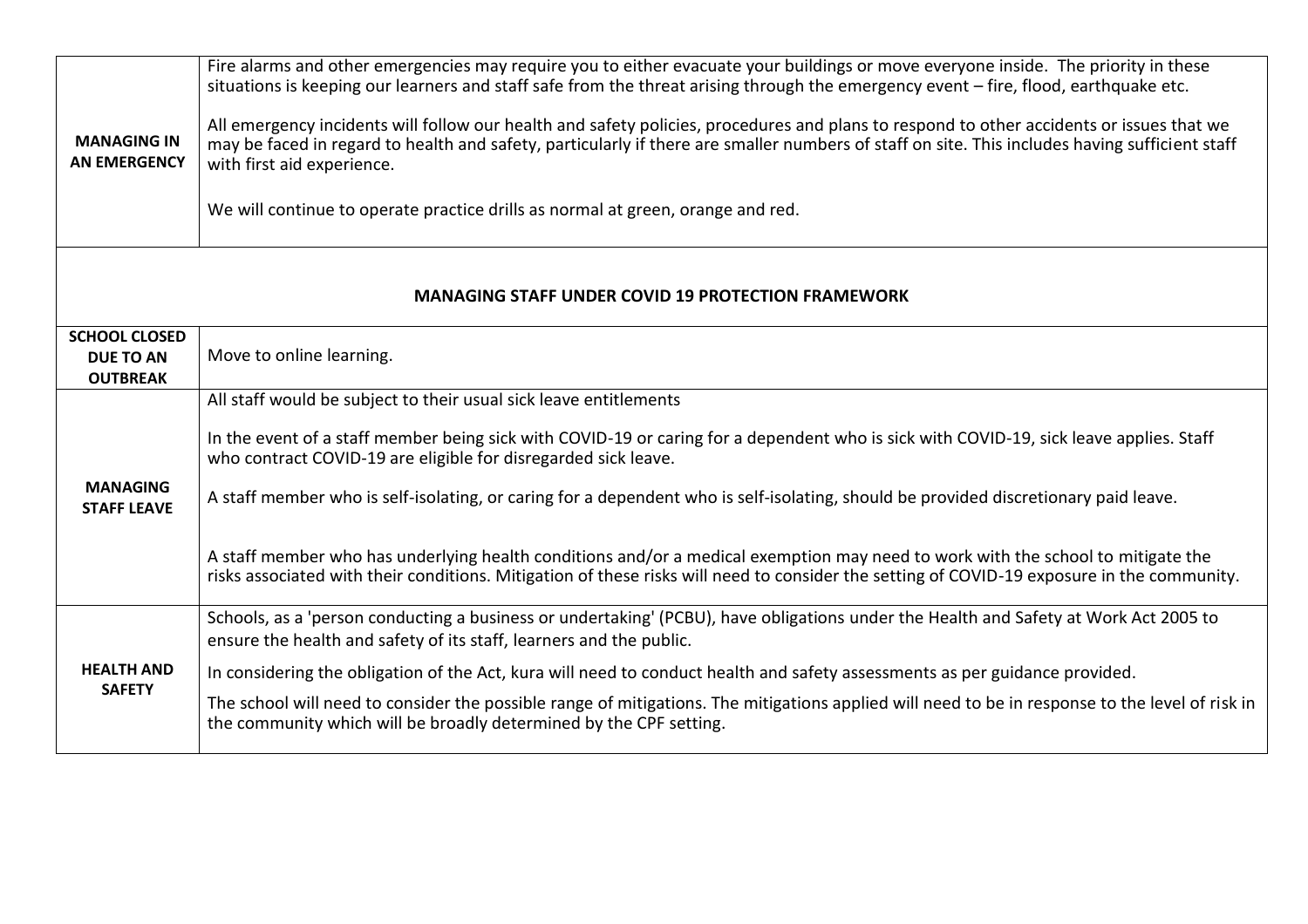| | |
|---|---|
| **MANAGING IN AN EMERGENCY** | Fire alarms and other emergencies may require you to either evacuate your buildings or move everyone inside. The priority in these situations is keeping our learners and staff safe from the threat arising through the emergency event – fire, flood, earthquake etc.<br><br>All emergency incidents will follow our health and safety policies, procedures and plans to respond to other accidents or issues that we may be faced in regard to health and safety, particularly if there are smaller numbers of staff on site. This includes having sufficient staff with first aid experience.<br><br>We will continue to operate practice drills as normal at green, orange and red. |
| **MANAGING STAFF UNDER COVID 19 PROTECTION FRAMEWORK** | |
| **SCHOOL CLOSED DUE TO AN OUTBREAK** | Move to online learning. |
| **MANAGING STAFF LEAVE** | All staff would be subject to their usual sick leave entitlements<br><br>In the event of a staff member being sick with COVID-19 or caring for a dependent who is sick with COVID-19, sick leave applies. Staff who contract COVID-19 are eligible for disregarded sick leave.<br><br>A staff member who is self-isolating, or caring for a dependent who is self-isolating, should be provided discretionary paid leave.<br><br>A staff member who has underlying health conditions and/or a medical exemption may need to work with the school to mitigate the risks associated with their conditions. Mitigation of these risks will need to consider the setting of COVID-19 exposure in the community. |
| **HEALTH AND SAFETY** | Schools, as a 'person conducting a business or undertaking' (PCBU), have obligations under the Health and Safety at Work Act 2005 to ensure the health and safety of its staff, learners and the public.<br><br>In considering the obligation of the Act, kura will need to conduct health and safety assessments as per guidance provided.<br><br>The school will need to consider the possible range of mitigations. The mitigations applied will need to be in response to the level of risk in the community which will be broadly determined by the CPF setting. |